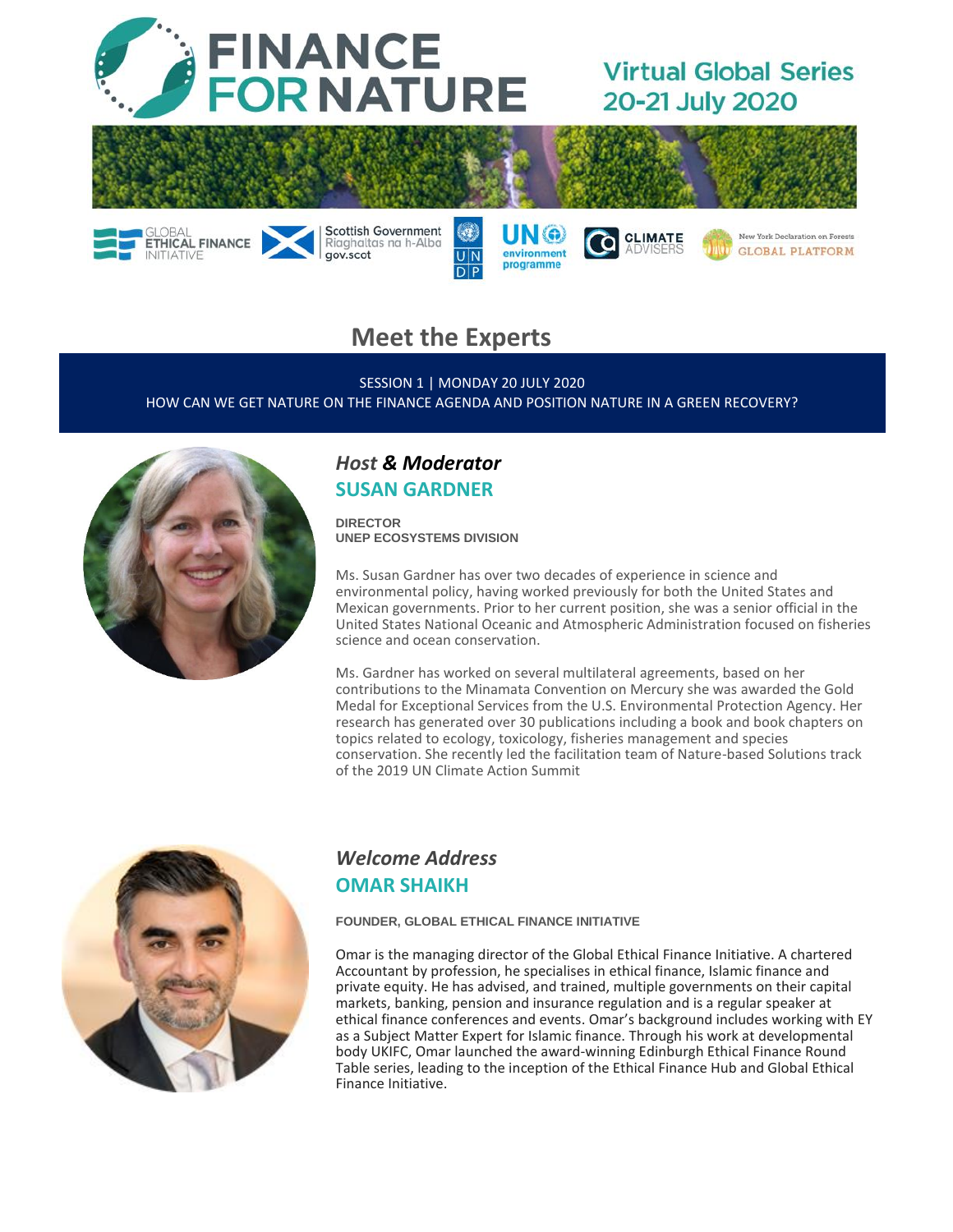# FINANCE FOR NATURE

**Virtual Global Series 20-21 July 2020**

## Meet the Experts

SESSION 1 | MONDAY 20 JULY 2020

HOW CAN WE GET NATURE ON THE FINANCE AGENDA AND POSITION NATURE IN A GREEN RECOVERY?

### *Host & Moderator*

### SUSAN GARDNER

**DIRECTOR**
**UNEP ECOSYSTEMS DIVISION**

Ms. Susan Gardner has over two decades of experience in science and environmental policy, having worked previously for both the United States and Mexican governments. Prior to her current position, she was a senior official in the United States National Oceanic and Atmospheric Administration focused on fisheries science and ocean conservation.

Ms. Gardner has worked on several multilateral agreements, based on her contributions to the Minamata Convention on Mercury she was awarded the Gold Medal for Exceptional Services from the U.S. Environmental Protection Agency. Her research has generated over 30 publications including a book and book chapters on topics related to ecology, toxicology, fisheries management and species conservation. She recently led the facilitation team of Nature-based Solutions track of the 2019 UN Climate Action Summit

### *Welcome Address*

### OMAR SHAIKH

**FOUNDER, GLOBAL ETHICAL FINANCE INITIATIVE**

Omar is the managing director of the Global Ethical Finance Initiative. A chartered Accountant by profession, he specialises in ethical finance, Islamic finance and private equity. He has advised, and trained, multiple governments on their capital markets, banking, pension and insurance regulation and is a regular speaker at ethical finance conferences and events. Omar's background includes working with EY as a Subject Matter Expert for Islamic finance. Through his work at developmental body UKIFC, Omar launched the award-winning Edinburgh Ethical Finance Round Table series, leading to the inception of the Ethical Finance Hub and Global Ethical Finance Initiative.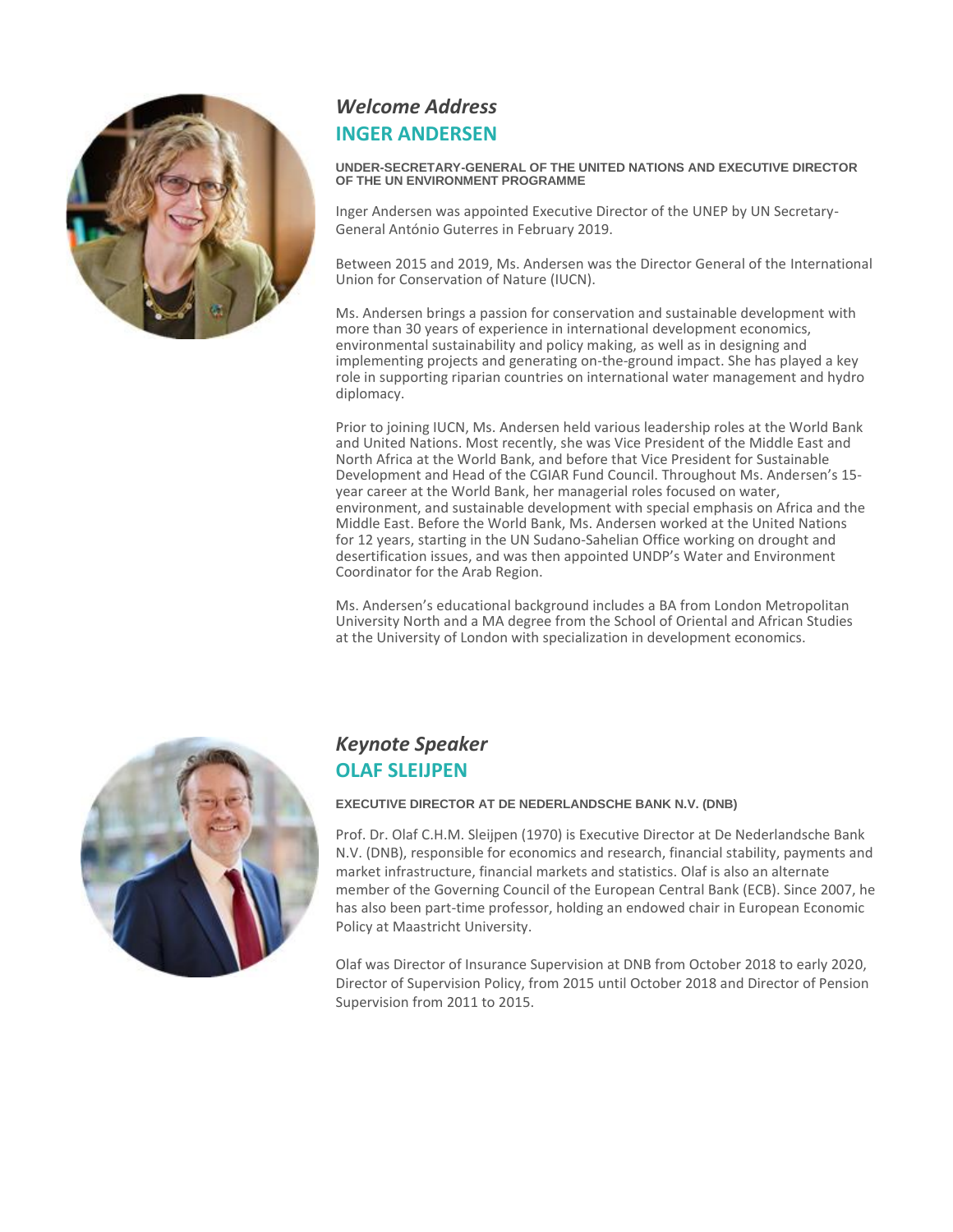## *Welcome Address*

## INGER ANDERSEN

**UNDER-SECRETARY-GENERAL OF THE UNITED NATIONS AND EXECUTIVE DIRECTOR OF THE UN ENVIRONMENT PROGRAMME**

Inger Andersen was appointed Executive Director of the UNEP by UN Secretary-General António Guterres in February 2019.

Between 2015 and 2019, Ms. Andersen was the Director General of the International Union for Conservation of Nature (IUCN).

Ms. Andersen brings a passion for conservation and sustainable development with more than 30 years of experience in international development economics, environmental sustainability and policy making, as well as in designing and implementing projects and generating on-the-ground impact. She has played a key role in supporting riparian countries on international water management and hydro diplomacy.

Prior to joining IUCN, Ms. Andersen held various leadership roles at the World Bank and United Nations. Most recently, she was Vice President of the Middle East and North Africa at the World Bank, and before that Vice President for Sustainable Development and Head of the CGIAR Fund Council. Throughout Ms. Andersen's 15-year career at the World Bank, her managerial roles focused on water, environment, and sustainable development with special emphasis on Africa and the Middle East. Before the World Bank, Ms. Andersen worked at the United Nations for 12 years, starting in the UN Sudano-Sahelian Office working on drought and desertification issues, and was then appointed UNDP's Water and Environment Coordinator for the Arab Region.

Ms. Andersen's educational background includes a BA from London Metropolitan University North and a MA degree from the School of Oriental and African Studies at the University of London with specialization in development economics.

## *Keynote Speaker*

## OLAF SLEIJPEN

**EXECUTIVE DIRECTOR AT DE NEDERLANDSCHE BANK N.V. (DNB)**

Prof. Dr. Olaf C.H.M. Sleijpen (1970) is Executive Director at De Nederlandsche Bank N.V. (DNB), responsible for economics and research, financial stability, payments and market infrastructure, financial markets and statistics. Olaf is also an alternate member of the Governing Council of the European Central Bank (ECB). Since 2007, he has also been part-time professor, holding an endowed chair in European Economic Policy at Maastricht University.

Olaf was Director of Insurance Supervision at DNB from October 2018 to early 2020, Director of Supervision Policy, from 2015 until October 2018 and Director of Pension Supervision from 2011 to 2015.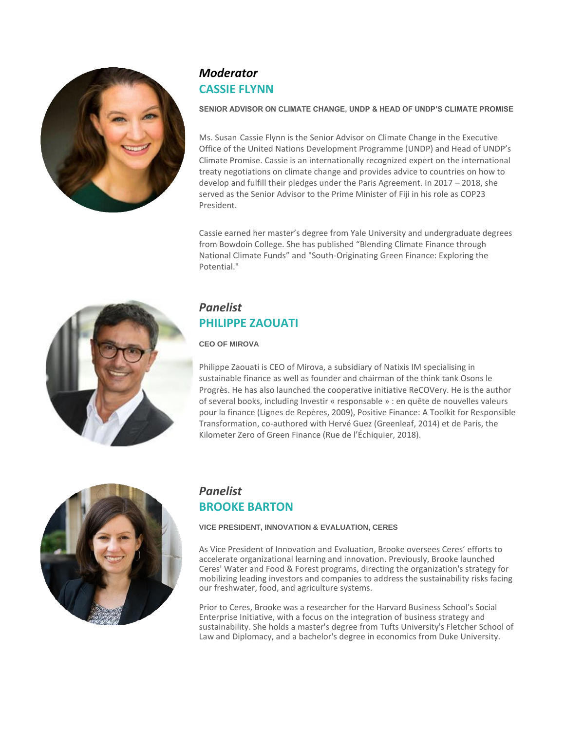*Moderator*

## CASSIE FLYNN

**SENIOR ADVISOR ON CLIMATE CHANGE, UNDP & HEAD OF UNDP'S CLIMATE PROMISE**

Ms. Susan Cassie Flynn is the Senior Advisor on Climate Change in the Executive Office of the United Nations Development Programme (UNDP) and Head of UNDP's Climate Promise. Cassie is an internationally recognized expert on the international treaty negotiations on climate change and provides advice to countries on how to develop and fulfill their pledges under the Paris Agreement. In 2017 – 2018, she served as the Senior Advisor to the Prime Minister of Fiji in his role as COP23 President.

Cassie earned her master's degree from Yale University and undergraduate degrees from Bowdoin College. She has published "Blending Climate Finance through National Climate Funds" and "South-Originating Green Finance: Exploring the Potential."

*Panelist*

## PHILIPPE ZAOUATI

**CEO OF MIROVA**

Philippe Zaouati is CEO of Mirova, a subsidiary of Natixis IM specialising in sustainable finance as well as founder and chairman of the think tank Osons le Progrès. He has also launched the cooperative initiative ReCOVery. He is the author of several books, including Investir « responsable » : en quête de nouvelles valeurs pour la finance (Lignes de Repères, 2009), Positive Finance: A Toolkit for Responsible Transformation, co-authored with Hervé Guez (Greenleaf, 2014) et de Paris, the Kilometer Zero of Green Finance (Rue de l'Échiquier, 2018).

*Panelist*

## BROOKE BARTON

**VICE PRESIDENT, INNOVATION & EVALUATION, CERES**

As Vice President of Innovation and Evaluation, Brooke oversees Ceres' efforts to accelerate organizational learning and innovation. Previously, Brooke launched Ceres' Water and Food & Forest programs, directing the organization's strategy for mobilizing leading investors and companies to address the sustainability risks facing our freshwater, food, and agriculture systems.

Prior to Ceres, Brooke was a researcher for the Harvard Business School's Social Enterprise Initiative, with a focus on the integration of business strategy and sustainability. She holds a master's degree from Tufts University's Fletcher School of Law and Diplomacy, and a bachelor's degree in economics from Duke University.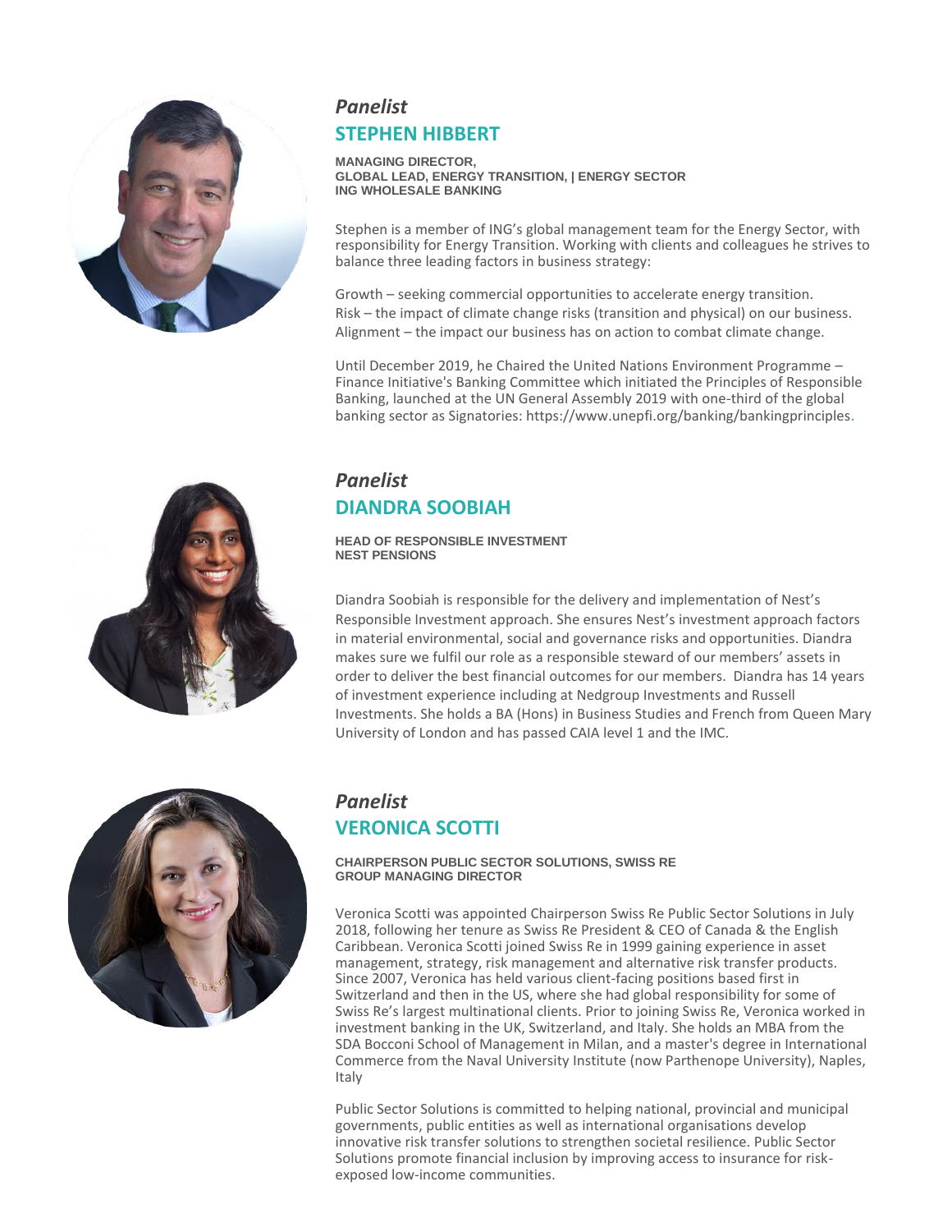*Panelist*

## STEPHEN HIBBERT

**MANAGING DIRECTOR,**
**GLOBAL LEAD, ENERGY TRANSITION, | ENERGY SECTOR**
**ING WHOLESALE BANKING**

Stephen is a member of ING's global management team for the Energy Sector, with responsibility for Energy Transition. Working with clients and colleagues he strives to balance three leading factors in business strategy:

Growth – seeking commercial opportunities to accelerate energy transition.
Risk – the impact of climate change risks (transition and physical) on our business.
Alignment – the impact our business has on action to combat climate change.

Until December 2019, he Chaired the United Nations Environment Programme – Finance Initiative's Banking Committee which initiated the Principles of Responsible Banking, launched at the UN General Assembly 2019 with one-third of the global banking sector as Signatories: https://www.unepfi.org/banking/bankingprinciples.

*Panelist*

## DIANDRA SOOBIAH

**HEAD OF RESPONSIBLE INVESTMENT**
**NEST PENSIONS**

Diandra Soobiah is responsible for the delivery and implementation of Nest's Responsible Investment approach. She ensures Nest's investment approach factors in material environmental, social and governance risks and opportunities. Diandra makes sure we fulfil our role as a responsible steward of our members' assets in order to deliver the best financial outcomes for our members. Diandra has 14 years of investment experience including at Nedgroup Investments and Russell Investments. She holds a BA (Hons) in Business Studies and French from Queen Mary University of London and has passed CAIA level 1 and the IMC.

*Panelist*

## VERONICA SCOTTI

**CHAIRPERSON PUBLIC SECTOR SOLUTIONS, SWISS RE**
**GROUP MANAGING DIRECTOR**

Veronica Scotti was appointed Chairperson Swiss Re Public Sector Solutions in July 2018, following her tenure as Swiss Re President & CEO of Canada & the English Caribbean. Veronica Scotti joined Swiss Re in 1999 gaining experience in asset management, strategy, risk management and alternative risk transfer products. Since 2007, Veronica has held various client-facing positions based first in Switzerland and then in the US, where she had global responsibility for some of Swiss Re's largest multinational clients. Prior to joining Swiss Re, Veronica worked in investment banking in the UK, Switzerland, and Italy. She holds an MBA from the SDA Bocconi School of Management in Milan, and a master's degree in International Commerce from the Naval University Institute (now Parthenope University), Naples, Italy

Public Sector Solutions is committed to helping national, provincial and municipal governments, public entities as well as international organisations develop innovative risk transfer solutions to strengthen societal resilience. Public Sector Solutions promote financial inclusion by improving access to insurance for risk-exposed low-income communities.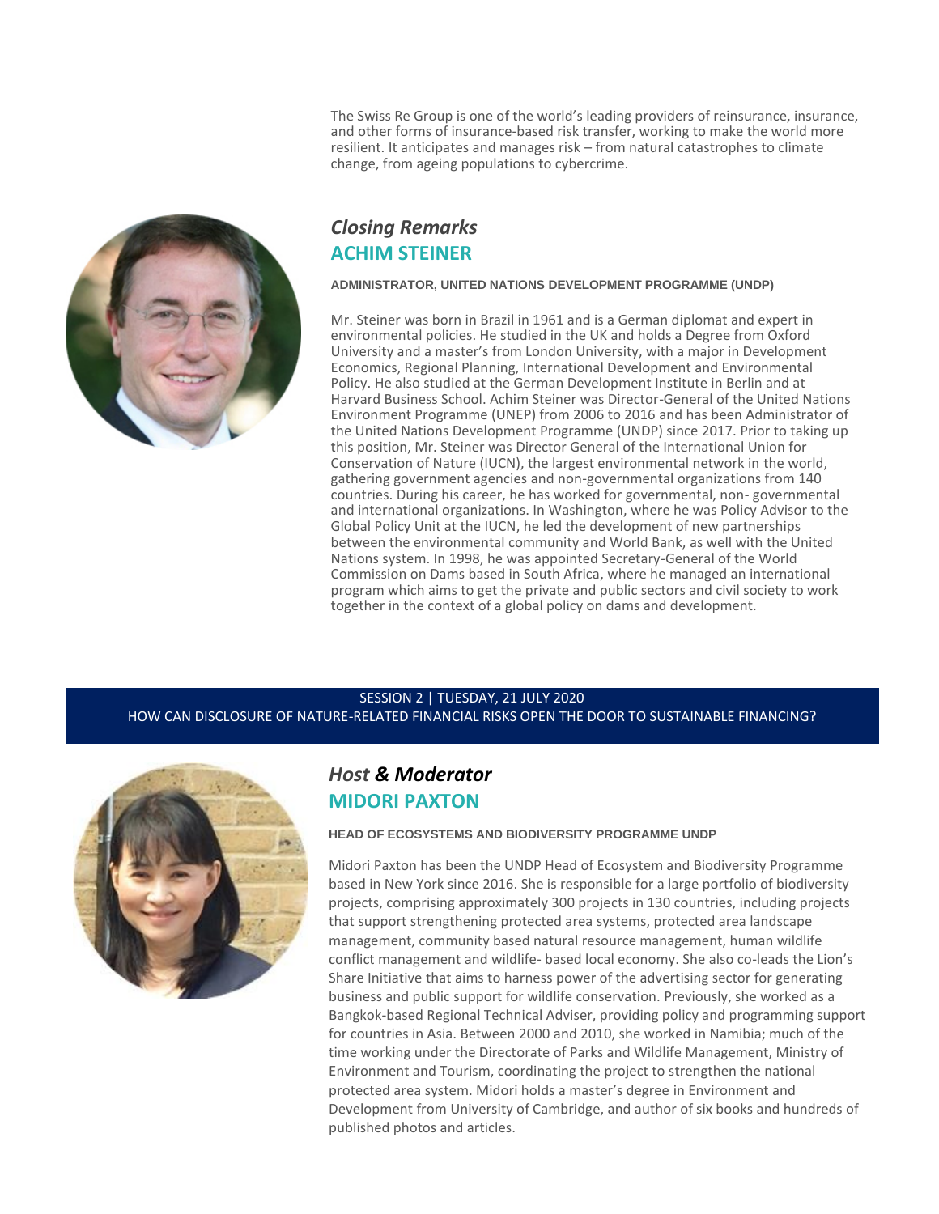The Swiss Re Group is one of the world's leading providers of reinsurance, insurance, and other forms of insurance-based risk transfer, working to make the world more resilient. It anticipates and manages risk – from natural catastrophes to climate change, from ageing populations to cybercrime.

### *Closing Remarks*

## ACHIM STEINER

**ADMINISTRATOR, UNITED NATIONS DEVELOPMENT PROGRAMME (UNDP)**

Mr. Steiner was born in Brazil in 1961 and is a German diplomat and expert in environmental policies. He studied in the UK and holds a Degree from Oxford University and a master's from London University, with a major in Development Economics, Regional Planning, International Development and Environmental Policy. He also studied at the German Development Institute in Berlin and at Harvard Business School. Achim Steiner was Director-General of the United Nations Environment Programme (UNEP) from 2006 to 2016 and has been Administrator of the United Nations Development Programme (UNDP) since 2017. Prior to taking up this position, Mr. Steiner was Director General of the International Union for Conservation of Nature (IUCN), the largest environmental network in the world, gathering government agencies and non-governmental organizations from 140 countries. During his career, he has worked for governmental, non- governmental and international organizations. In Washington, where he was Policy Advisor to the Global Policy Unit at the IUCN, he led the development of new partnerships between the environmental community and World Bank, as well with the United Nations system. In 1998, he was appointed Secretary-General of the World Commission on Dams based in South Africa, where he managed an international program which aims to get the private and public sectors and civil society to work together in the context of a global policy on dams and development.

**SESSION 2 | TUESDAY, 21 JULY 2020**
**HOW CAN DISCLOSURE OF NATURE-RELATED FINANCIAL RISKS OPEN THE DOOR TO SUSTAINABLE FINANCING?**

### *Host & Moderator*

## MIDORI PAXTON

**HEAD OF ECOSYSTEMS AND BIODIVERSITY PROGRAMME UNDP**

Midori Paxton has been the UNDP Head of Ecosystem and Biodiversity Programme based in New York since 2016. She is responsible for a large portfolio of biodiversity projects, comprising approximately 300 projects in 130 countries, including projects that support strengthening protected area systems, protected area landscape management, community based natural resource management, human wildlife conflict management and wildlife- based local economy. She also co-leads the Lion's Share Initiative that aims to harness power of the advertising sector for generating business and public support for wildlife conservation. Previously, she worked as a Bangkok-based Regional Technical Adviser, providing policy and programming support for countries in Asia. Between 2000 and 2010, she worked in Namibia; much of the time working under the Directorate of Parks and Wildlife Management, Ministry of Environment and Tourism, coordinating the project to strengthen the national protected area system. Midori holds a master's degree in Environment and Development from University of Cambridge, and author of six books and hundreds of published photos and articles.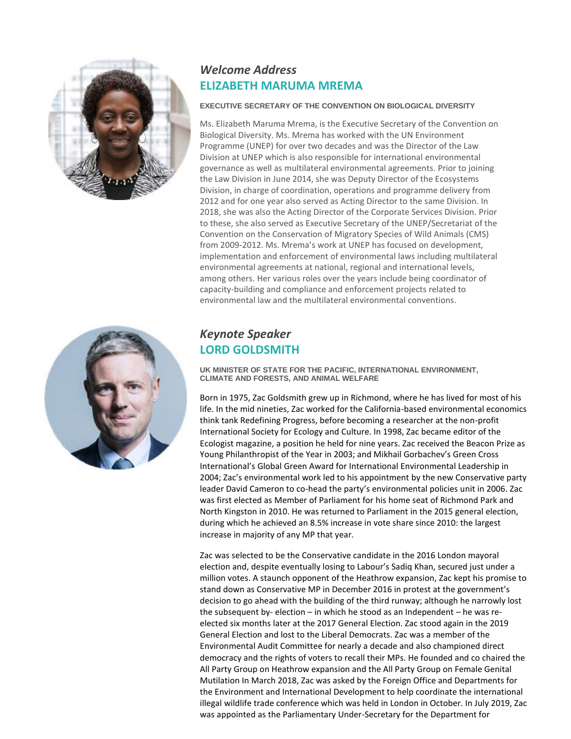*Welcome Address*

## ELIZABETH MARUMA MREMA

**EXECUTIVE SECRETARY OF THE CONVENTION ON BIOLOGICAL DIVERSITY**

Ms. Elizabeth Maruma Mrema, is the Executive Secretary of the Convention on Biological Diversity. Ms. Mrema has worked with the UN Environment Programme (UNEP) for over two decades and was the Director of the Law Division at UNEP which is also responsible for international environmental governance as well as multilateral environmental agreements. Prior to joining the Law Division in June 2014, she was Deputy Director of the Ecosystems Division, in charge of coordination, operations and programme delivery from 2012 and for one year also served as Acting Director to the same Division. In 2018, she was also the Acting Director of the Corporate Services Division. Prior to these, she also served as Executive Secretary of the UNEP/Secretariat of the Convention on the Conservation of Migratory Species of Wild Animals (CMS) from 2009-2012. Ms. Mrema's work at UNEP has focused on development, implementation and enforcement of environmental laws including multilateral environmental agreements at national, regional and international levels, among others. Her various roles over the years include being coordinator of capacity-building and compliance and enforcement projects related to environmental law and the multilateral environmental conventions.

*Keynote Speaker*

## LORD GOLDSMITH

**UK MINISTER OF STATE FOR THE PACIFIC, INTERNATIONAL ENVIRONMENT, CLIMATE AND FORESTS, AND ANIMAL WELFARE**

Born in 1975, Zac Goldsmith grew up in Richmond, where he has lived for most of his life. In the mid nineties, Zac worked for the California-based environmental economics think tank Redefining Progress, before becoming a researcher at the non-profit International Society for Ecology and Culture. In 1998, Zac became editor of the Ecologist magazine, a position he held for nine years. Zac received the Beacon Prize as Young Philanthropist of the Year in 2003; and Mikhail Gorbachev's Green Cross International's Global Green Award for International Environmental Leadership in 2004; Zac's environmental work led to his appointment by the new Conservative party leader David Cameron to co-head the party's environmental policies unit in 2006. Zac was first elected as Member of Parliament for his home seat of Richmond Park and North Kingston in 2010. He was returned to Parliament in the 2015 general election, during which he achieved an 8.5% increase in vote share since 2010: the largest increase in majority of any MP that year.

Zac was selected to be the Conservative candidate in the 2016 London mayoral election and, despite eventually losing to Labour's Sadiq Khan, secured just under a million votes. A staunch opponent of the Heathrow expansion, Zac kept his promise to stand down as Conservative MP in December 2016 in protest at the government's decision to go ahead with the building of the third runway; although he narrowly lost the subsequent by- election – in which he stood as an Independent – he was re-elected six months later at the 2017 General Election. Zac stood again in the 2019 General Election and lost to the Liberal Democrats. Zac was a member of the Environmental Audit Committee for nearly a decade and also championed direct democracy and the rights of voters to recall their MPs. He founded and co chaired the All Party Group on Heathrow expansion and the All Party Group on Female Genital Mutilation In March 2018, Zac was asked by the Foreign Office and Departments for the Environment and International Development to help coordinate the international illegal wildlife trade conference which was held in London in October. In July 2019, Zac was appointed as the Parliamentary Under-Secretary for the Department for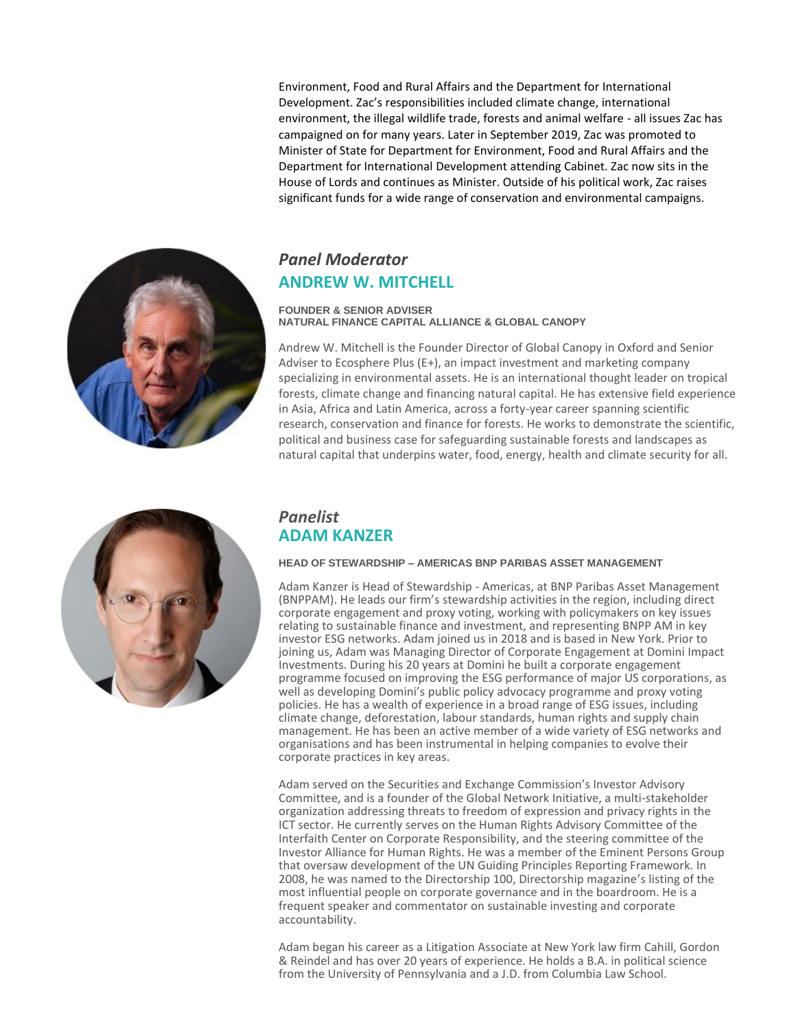Environment, Food and Rural Affairs and the Department for International Development. Zac's responsibilities included climate change, international environment, the illegal wildlife trade, forests and animal welfare - all issues Zac has campaigned on for many years. Later in September 2019, Zac was promoted to Minister of State for Department for Environment, Food and Rural Affairs and the Department for International Development attending Cabinet. Zac now sits in the House of Lords and continues as Minister. Outside of his political work, Zac raises significant funds for a wide range of conservation and environmental campaigns.

## *Panel Moderator*
## ANDREW W. MITCHELL

**FOUNDER & SENIOR ADVISER**
**NATURAL FINANCE CAPITAL ALLIANCE & GLOBAL CANOPY**

Andrew W. Mitchell is the Founder Director of Global Canopy in Oxford and Senior Adviser to Ecosphere Plus (E+), an impact investment and marketing company specializing in environmental assets. He is an international thought leader on tropical forests, climate change and financing natural capital. He has extensive field experience in Asia, Africa and Latin America, across a forty-year career spanning scientific research, conservation and finance for forests. He works to demonstrate the scientific, political and business case for safeguarding sustainable forests and landscapes as natural capital that underpins water, food, energy, health and climate security for all.

## *Panelist*
## ADAM KANZER

**HEAD OF STEWARDSHIP – AMERICAS BNP PARIBAS ASSET MANAGEMENT**

Adam Kanzer is Head of Stewardship - Americas, at BNP Paribas Asset Management (BNPPAM). He leads our firm's stewardship activities in the region, including direct corporate engagement and proxy voting, working with policymakers on key issues relating to sustainable finance and investment, and representing BNPP AM in key investor ESG networks. Adam joined us in 2018 and is based in New York. Prior to joining us, Adam was Managing Director of Corporate Engagement at Domini Impact Investments. During his 20 years at Domini he built a corporate engagement programme focused on improving the ESG performance of major US corporations, as well as developing Domini's public policy advocacy programme and proxy voting policies. He has a wealth of experience in a broad range of ESG issues, including climate change, deforestation, labour standards, human rights and supply chain management. He has been an active member of a wide variety of ESG networks and organisations and has been instrumental in helping companies to evolve their corporate practices in key areas.

Adam served on the Securities and Exchange Commission's Investor Advisory Committee, and is a founder of the Global Network Initiative, a multi-stakeholder organization addressing threats to freedom of expression and privacy rights in the ICT sector. He currently serves on the Human Rights Advisory Committee of the Interfaith Center on Corporate Responsibility, and the steering committee of the Investor Alliance for Human Rights. He was a member of the Eminent Persons Group that oversaw development of the UN Guiding Principles Reporting Framework. In 2008, he was named to the Directorship 100, Directorship magazine's listing of the most influential people on corporate governance and in the boardroom. He is a frequent speaker and commentator on sustainable investing and corporate accountability.

Adam began his career as a Litigation Associate at New York law firm Cahill, Gordon & Reindel and has over 20 years of experience. He holds a B.A. in political science from the University of Pennsylvania and a J.D. from Columbia Law School.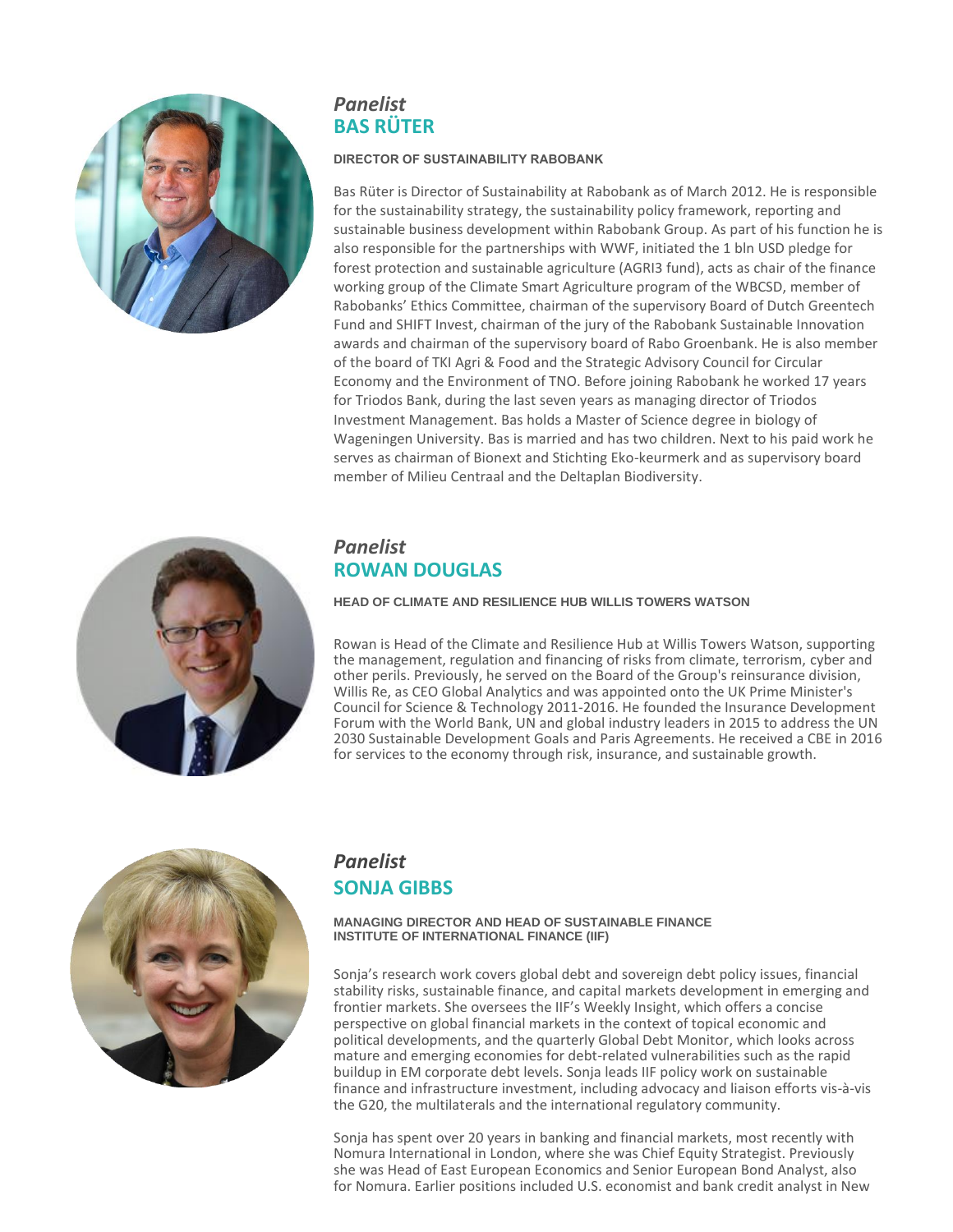*Panelist*
## BAS RÜTER

**DIRECTOR OF SUSTAINABILITY RABOBANK**

Bas Rüter is Director of Sustainability at Rabobank as of March 2012. He is responsible for the sustainability strategy, the sustainability policy framework, reporting and sustainable business development within Rabobank Group. As part of his function he is also responsible for the partnerships with WWF, initiated the 1 bln USD pledge for forest protection and sustainable agriculture (AGRI3 fund), acts as chair of the finance working group of the Climate Smart Agriculture program of the WBCSD, member of Rabobanks' Ethics Committee, chairman of the supervisory Board of Dutch Greentech Fund and SHIFT Invest, chairman of the jury of the Rabobank Sustainable Innovation awards and chairman of the supervisory board of Rabo Groenbank. He is also member of the board of TKI Agri & Food and the Strategic Advisory Council for Circular Economy and the Environment of TNO. Before joining Rabobank he worked 17 years for Triodos Bank, during the last seven years as managing director of Triodos Investment Management. Bas holds a Master of Science degree in biology of Wageningen University. Bas is married and has two children. Next to his paid work he serves as chairman of Bionext and Stichting Eko-keurmerk and as supervisory board member of Milieu Centraal and the Deltaplan Biodiversity.

*Panelist*
## ROWAN DOUGLAS

**HEAD OF CLIMATE AND RESILIENCE HUB WILLIS TOWERS WATSON**

Rowan is Head of the Climate and Resilience Hub at Willis Towers Watson, supporting the management, regulation and financing of risks from climate, terrorism, cyber and other perils. Previously, he served on the Board of the Group's reinsurance division, Willis Re, as CEO Global Analytics and was appointed onto the UK Prime Minister's Council for Science & Technology 2011-2016. He founded the Insurance Development Forum with the World Bank, UN and global industry leaders in 2015 to address the UN 2030 Sustainable Development Goals and Paris Agreements. He received a CBE in 2016 for services to the economy through risk, insurance, and sustainable growth.

*Panelist*
## SONJA GIBBS

**MANAGING DIRECTOR AND HEAD OF SUSTAINABLE FINANCE INSTITUTE OF INTERNATIONAL FINANCE (IIF)**

Sonja's research work covers global debt and sovereign debt policy issues, financial stability risks, sustainable finance, and capital markets development in emerging and frontier markets. She oversees the IIF's Weekly Insight, which offers a concise perspective on global financial markets in the context of topical economic and political developments, and the quarterly Global Debt Monitor, which looks across mature and emerging economies for debt-related vulnerabilities such as the rapid buildup in EM corporate debt levels. Sonja leads IIF policy work on sustainable finance and infrastructure investment, including advocacy and liaison efforts vis-à-vis the G20, the multilaterals and the international regulatory community.

Sonja has spent over 20 years in banking and financial markets, most recently with Nomura International in London, where she was Chief Equity Strategist. Previously she was Head of East European Economics and Senior European Bond Analyst, also for Nomura. Earlier positions included U.S. economist and bank credit analyst in New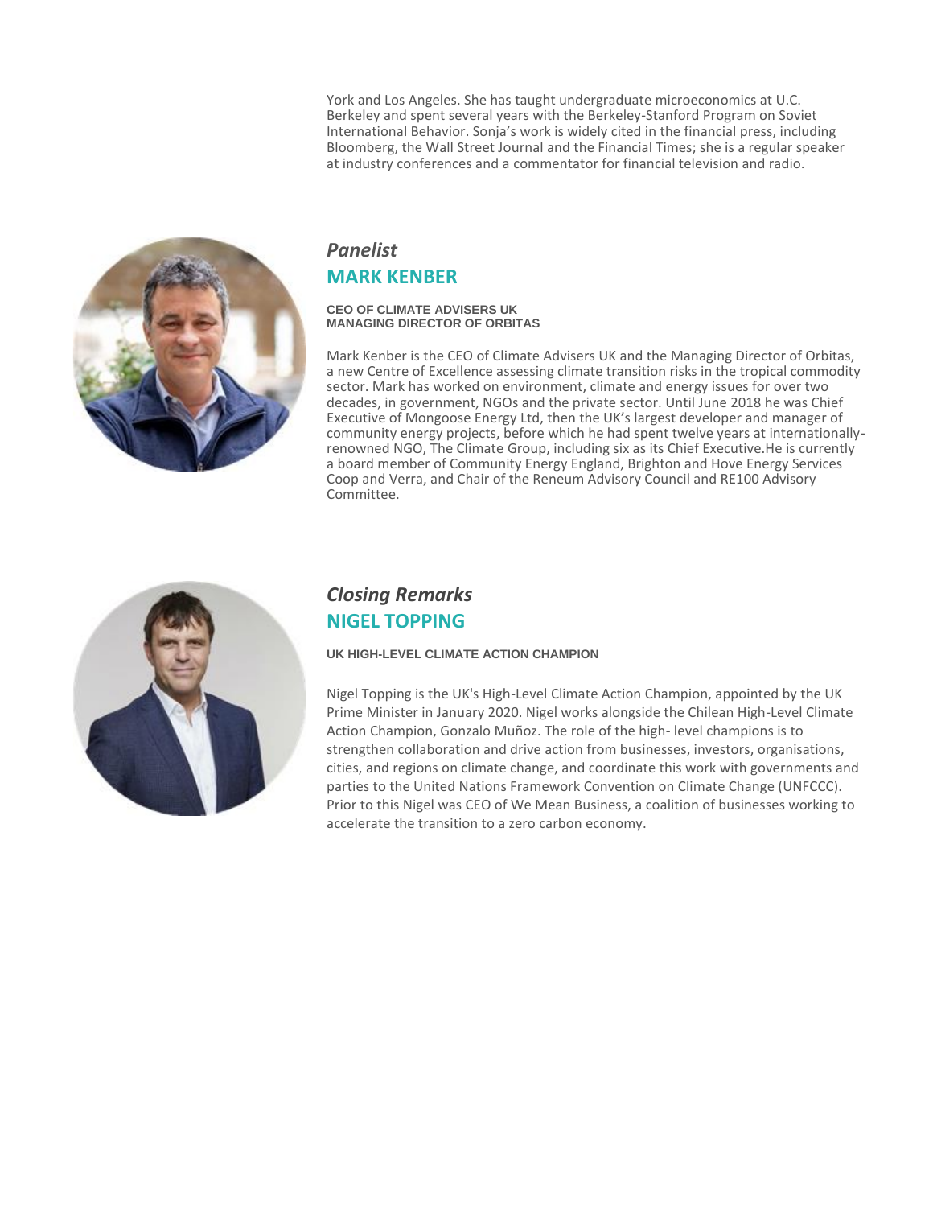York and Los Angeles. She has taught undergraduate microeconomics at U.C. Berkeley and spent several years with the Berkeley-Stanford Program on Soviet International Behavior. Sonja's work is widely cited in the financial press, including Bloomberg, the Wall Street Journal and the Financial Times; she is a regular speaker at industry conferences and a commentator for financial television and radio.

### *Panelist*

## MARK KENBER

**CEO OF CLIMATE ADVISERS UK**
**MANAGING DIRECTOR OF ORBITAS**

Mark Kenber is the CEO of Climate Advisers UK and the Managing Director of Orbitas, a new Centre of Excellence assessing climate transition risks in the tropical commodity sector. Mark has worked on environment, climate and energy issues for over two decades, in government, NGOs and the private sector. Until June 2018 he was Chief Executive of Mongoose Energy Ltd, then the UK's largest developer and manager of community energy projects, before which he had spent twelve years at internationally-renowned NGO, The Climate Group, including six as its Chief Executive.He is currently a board member of Community Energy England, Brighton and Hove Energy Services Coop and Verra, and Chair of the Reneum Advisory Council and RE100 Advisory Committee.

### *Closing Remarks*

## NIGEL TOPPING

**UK HIGH-LEVEL CLIMATE ACTION CHAMPION**

Nigel Topping is the UK's High-Level Climate Action Champion, appointed by the UK Prime Minister in January 2020. Nigel works alongside the Chilean High-Level Climate Action Champion, Gonzalo Muñoz. The role of the high- level champions is to strengthen collaboration and drive action from businesses, investors, organisations, cities, and regions on climate change, and coordinate this work with governments and parties to the United Nations Framework Convention on Climate Change (UNFCCC). Prior to this Nigel was CEO of We Mean Business, a coalition of businesses working to accelerate the transition to a zero carbon economy.